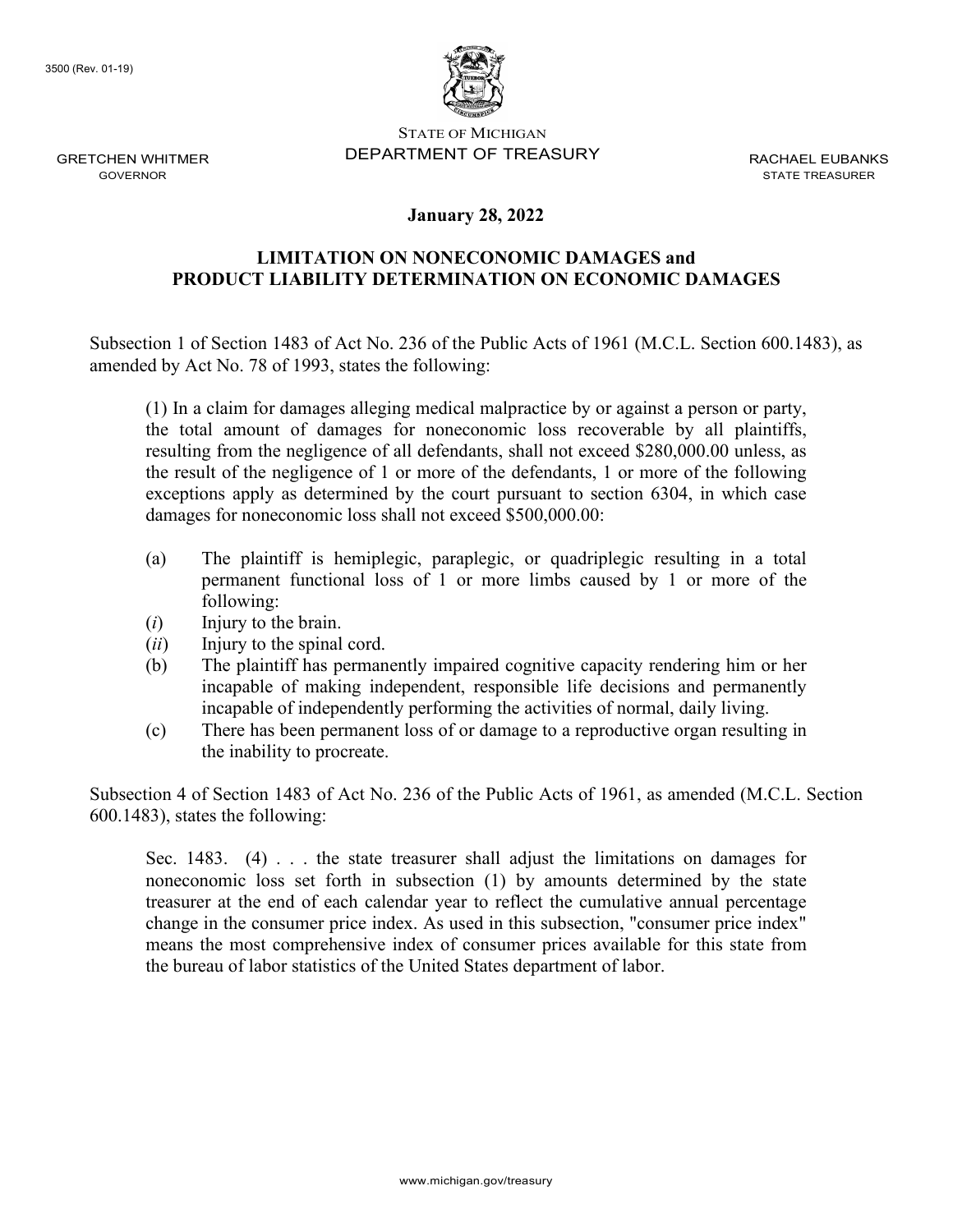3500 (Rev. 01-19)

STATE OF MICHIGAN
DEPARTMENT OF TREASURY

GRETCHEN WHITMER
GOVERNOR

RACHAEL EUBANKS
STATE TREASURER

**January 28, 2022**

## LIMITATION ON NONECONOMIC DAMAGES and PRODUCT LIABILITY DETERMINATION ON ECONOMIC DAMAGES

Subsection 1 of Section 1483 of Act No. 236 of the Public Acts of 1961 (M.C.L. Section 600.1483), as amended by Act No. 78 of 1993, states the following:

> (1) In a claim for damages alleging medical malpractice by or against a person or party, the total amount of damages for noneconomic loss recoverable by all plaintiffs, resulting from the negligence of all defendants, shall not exceed $280,000.00 unless, as the result of the negligence of 1 or more of the defendants, 1 or more of the following exceptions apply as determined by the court pursuant to section 6304, in which case damages for noneconomic loss shall not exceed $500,000.00:
>
> (a) The plaintiff is hemiplegic, paraplegic, or quadriplegic resulting in a total permanent functional loss of 1 or more limbs caused by 1 or more of the following:
>
> (*i*) Injury to the brain.
>
> (*ii*) Injury to the spinal cord.
>
> (b) The plaintiff has permanently impaired cognitive capacity rendering him or her incapable of making independent, responsible life decisions and permanently incapable of independently performing the activities of normal, daily living.
>
> (c) There has been permanent loss of or damage to a reproductive organ resulting in the inability to procreate.

Subsection 4 of Section 1483 of Act No. 236 of the Public Acts of 1961, as amended (M.C.L. Section 600.1483), states the following:

> Sec. 1483. (4) . . . the state treasurer shall adjust the limitations on damages for noneconomic loss set forth in subsection (1) by amounts determined by the state treasurer at the end of each calendar year to reflect the cumulative annual percentage change in the consumer price index. As used in this subsection, "consumer price index" means the most comprehensive index of consumer prices available for this state from the bureau of labor statistics of the United States department of labor.

www.michigan.gov/treasury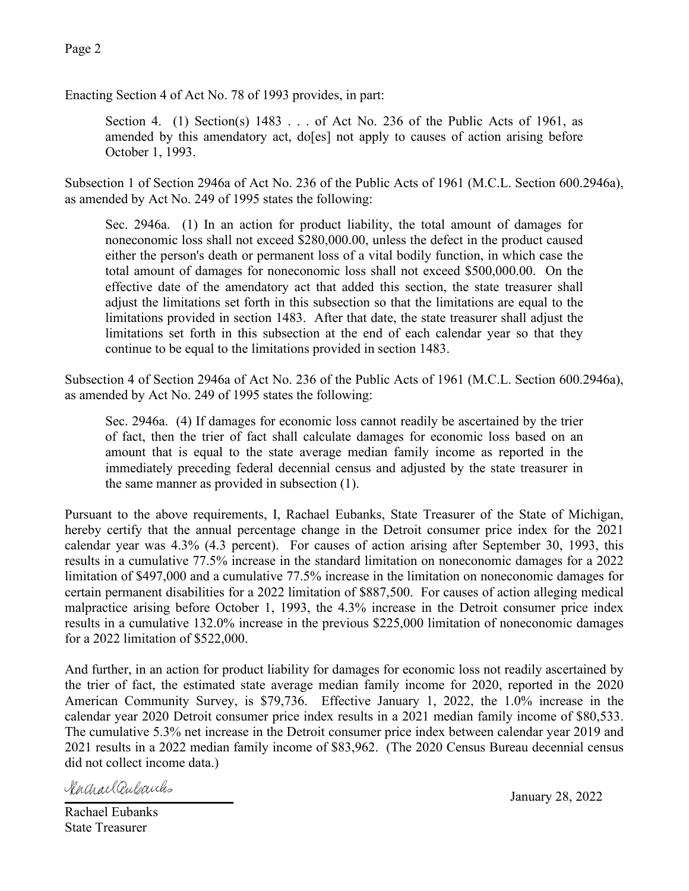Enacting Section 4 of Act No. 78 of 1993 provides, in part:

> Section 4. (1) Section(s) 1483 . . . of Act No. 236 of the Public Acts of 1961, as amended by this amendatory act, do[es] not apply to causes of action arising before October 1, 1993.

Subsection 1 of Section 2946a of Act No. 236 of the Public Acts of 1961 (M.C.L. Section 600.2946a), as amended by Act No. 249 of 1995 states the following:

> Sec. 2946a. (1) In an action for product liability, the total amount of damages for noneconomic loss shall not exceed $280,000.00, unless the defect in the product caused either the person's death or permanent loss of a vital bodily function, in which case the total amount of damages for noneconomic loss shall not exceed $500,000.00. On the effective date of the amendatory act that added this section, the state treasurer shall adjust the limitations set forth in this subsection so that the limitations are equal to the limitations provided in section 1483. After that date, the state treasurer shall adjust the limitations set forth in this subsection at the end of each calendar year so that they continue to be equal to the limitations provided in section 1483.

Subsection 4 of Section 2946a of Act No. 236 of the Public Acts of 1961 (M.C.L. Section 600.2946a), as amended by Act No. 249 of 1995 states the following:

> Sec. 2946a. (4) If damages for economic loss cannot readily be ascertained by the trier of fact, then the trier of fact shall calculate damages for economic loss based on an amount that is equal to the state average median family income as reported in the immediately preceding federal decennial census and adjusted by the state treasurer in the same manner as provided in subsection (1).

Pursuant to the above requirements, I, Rachael Eubanks, State Treasurer of the State of Michigan, hereby certify that the annual percentage change in the Detroit consumer price index for the 2021 calendar year was 4.3% (4.3 percent). For causes of action arising after September 30, 1993, this results in a cumulative 77.5% increase in the standard limitation on noneconomic damages for a 2022 limitation of $497,000 and a cumulative 77.5% increase in the limitation on noneconomic damages for certain permanent disabilities for a 2022 limitation of $887,500. For causes of action alleging medical malpractice arising before October 1, 1993, the 4.3% increase in the Detroit consumer price index results in a cumulative 132.0% increase in the previous $225,000 limitation of noneconomic damages for a 2022 limitation of $522,000.

And further, in an action for product liability for damages for economic loss not readily ascertained by the trier of fact, the estimated state average median family income for 2020, reported in the 2020 American Community Survey, is $79,736. Effective January 1, 2022, the 1.0% increase in the calendar year 2020 Detroit consumer price index results in a 2021 median family income of $80,533. The cumulative 5.3% net increase in the Detroit consumer price index between calendar year 2019 and 2021 results in a 2022 median family income of $83,962. (The 2020 Census Bureau decennial census did not collect income data.)

Rachael Eubanks
State Treasurer

January 28, 2022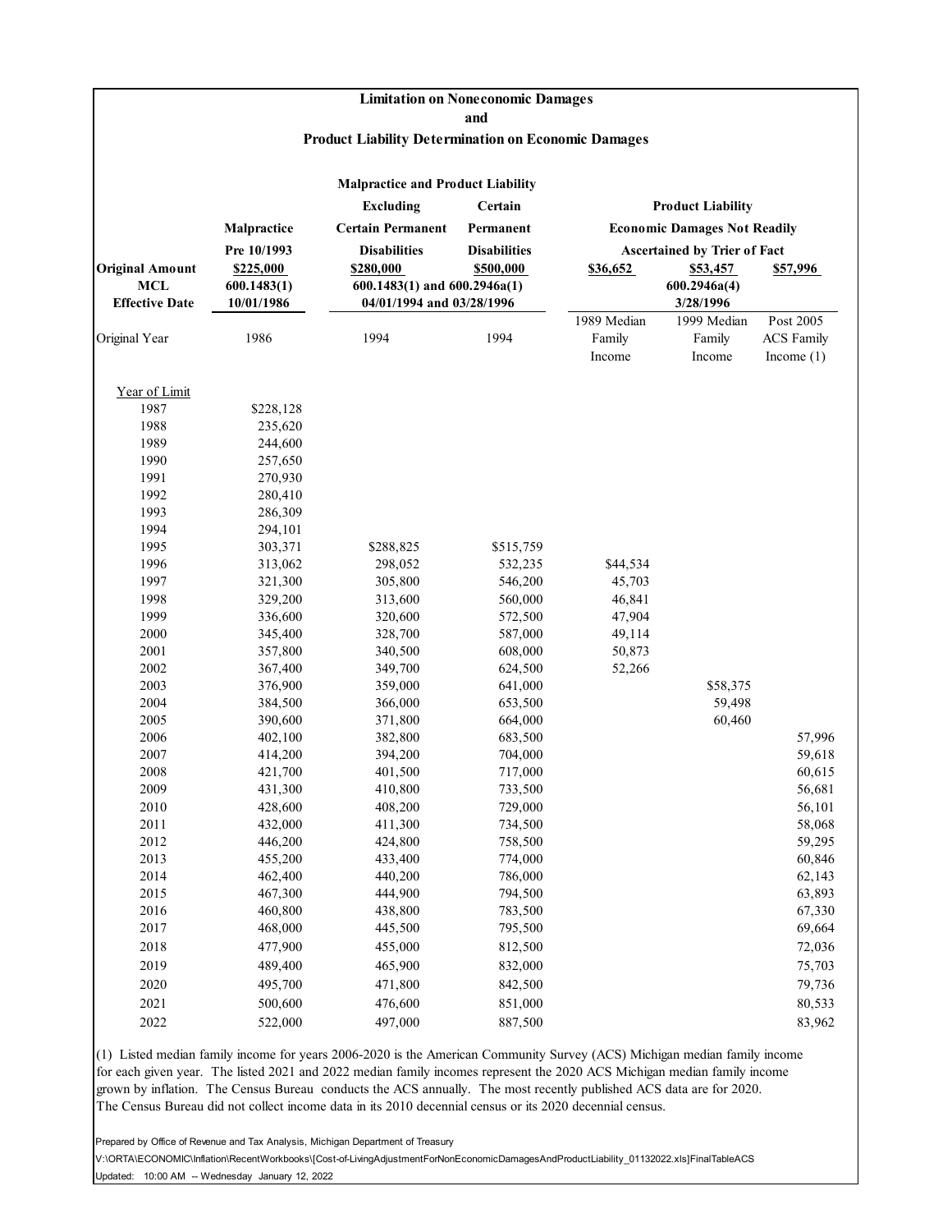# Limitation on Noneconomic Damages
## and
## Product Liability Determination on Economic Damages

| | | Malpractice and Product Liability | | Product Liability | | |
|---|---|---|---|---|---|---|
| | Malpractice | Excluding | Certain | Economic Damages Not Readily | | |
| | Pre 10/1993 | Certain Permanent Disabilities | Permanent Disabilities | Ascertained by Trier of Fact | | |
| **Original Amount** | **$225,000** | **$280,000** | **$500,000** | **$36,652** | **$53,457** | **$57,996** |
| **MCL** | **600.1483(1)** | **600.1483(1) and 600.2946a(1)** | | | **600.2946a(4)** | |
| **Effective Date** | **10/01/1986** | **04/01/1994 and 03/28/1996** | | | **3/28/1996** | |
| | | | | 1989 Median Family Income | 1999 Median Family Income | Post 2005 ACS Family Income (1) |
| Original Year | 1986 | 1994 | 1994 | | | |
| Year of Limit | | | | | | |
| 1987 | $228,128 | | | | | |
| 1988 | 235,620 | | | | | |
| 1989 | 244,600 | | | | | |
| 1990 | 257,650 | | | | | |
| 1991 | 270,930 | | | | | |
| 1992 | 280,410 | | | | | |
| 1993 | 286,309 | | | | | |
| 1994 | 294,101 | | | | | |
| 1995 | 303,371 | $288,825 | $515,759 | | | |
| 1996 | 313,062 | 298,052 | 532,235 | $44,534 | | |
| 1997 | 321,300 | 305,800 | 546,200 | 45,703 | | |
| 1998 | 329,200 | 313,600 | 560,000 | 46,841 | | |
| 1999 | 336,600 | 320,600 | 572,500 | 47,904 | | |
| 2000 | 345,400 | 328,700 | 587,000 | 49,114 | | |
| 2001 | 357,800 | 340,500 | 608,000 | 50,873 | | |
| 2002 | 367,400 | 349,700 | 624,500 | 52,266 | | |
| 2003 | 376,900 | 359,000 | 641,000 | | $58,375 | |
| 2004 | 384,500 | 366,000 | 653,500 | | 59,498 | |
| 2005 | 390,600 | 371,800 | 664,000 | | 60,460 | |
| 2006 | 402,100 | 382,800 | 683,500 | | | 57,996 |
| 2007 | 414,200 | 394,200 | 704,000 | | | 59,618 |
| 2008 | 421,700 | 401,500 | 717,000 | | | 60,615 |
| 2009 | 431,300 | 410,800 | 733,500 | | | 56,681 |
| 2010 | 428,600 | 408,200 | 729,000 | | | 56,101 |
| 2011 | 432,000 | 411,300 | 734,500 | | | 58,068 |
| 2012 | 446,200 | 424,800 | 758,500 | | | 59,295 |
| 2013 | 455,200 | 433,400 | 774,000 | | | 60,846 |
| 2014 | 462,400 | 440,200 | 786,000 | | | 62,143 |
| 2015 | 467,300 | 444,900 | 794,500 | | | 63,893 |
| 2016 | 460,800 | 438,800 | 783,500 | | | 67,330 |
| 2017 | 468,000 | 445,500 | 795,500 | | | 69,664 |
| 2018 | 477,900 | 455,000 | 812,500 | | | 72,036 |
| 2019 | 489,400 | 465,900 | 832,000 | | | 75,703 |
| 2020 | 495,700 | 471,800 | 842,500 | | | 79,736 |
| 2021 | 500,600 | 476,600 | 851,000 | | | 80,533 |
| 2022 | 522,000 | 497,000 | 887,500 | | | 83,962 |

(1) Listed median family income for years 2006-2020 is the American Community Survey (ACS) Michigan median family income for each given year. The listed 2021 and 2022 median family incomes represent the 2020 ACS Michigan median family income grown by inflation. The Census Bureau conducts the ACS annually. The most recently published ACS data are for 2020. The Census Bureau did not collect income data in its 2010 decennial census or its 2020 decennial census.

Prepared by Office of Revenue and Tax Analysis, Michigan Department of Treasury

V:\ORTA\ECONOMIC\Inflation\RecentWorkbooks\[Cost-of-LivingAdjustmentForNonEconomicDamagesAndProductLiability_01132022.xls]FinalTableACS

Updated: 10:00 AM -- Wednesday January 12, 2022